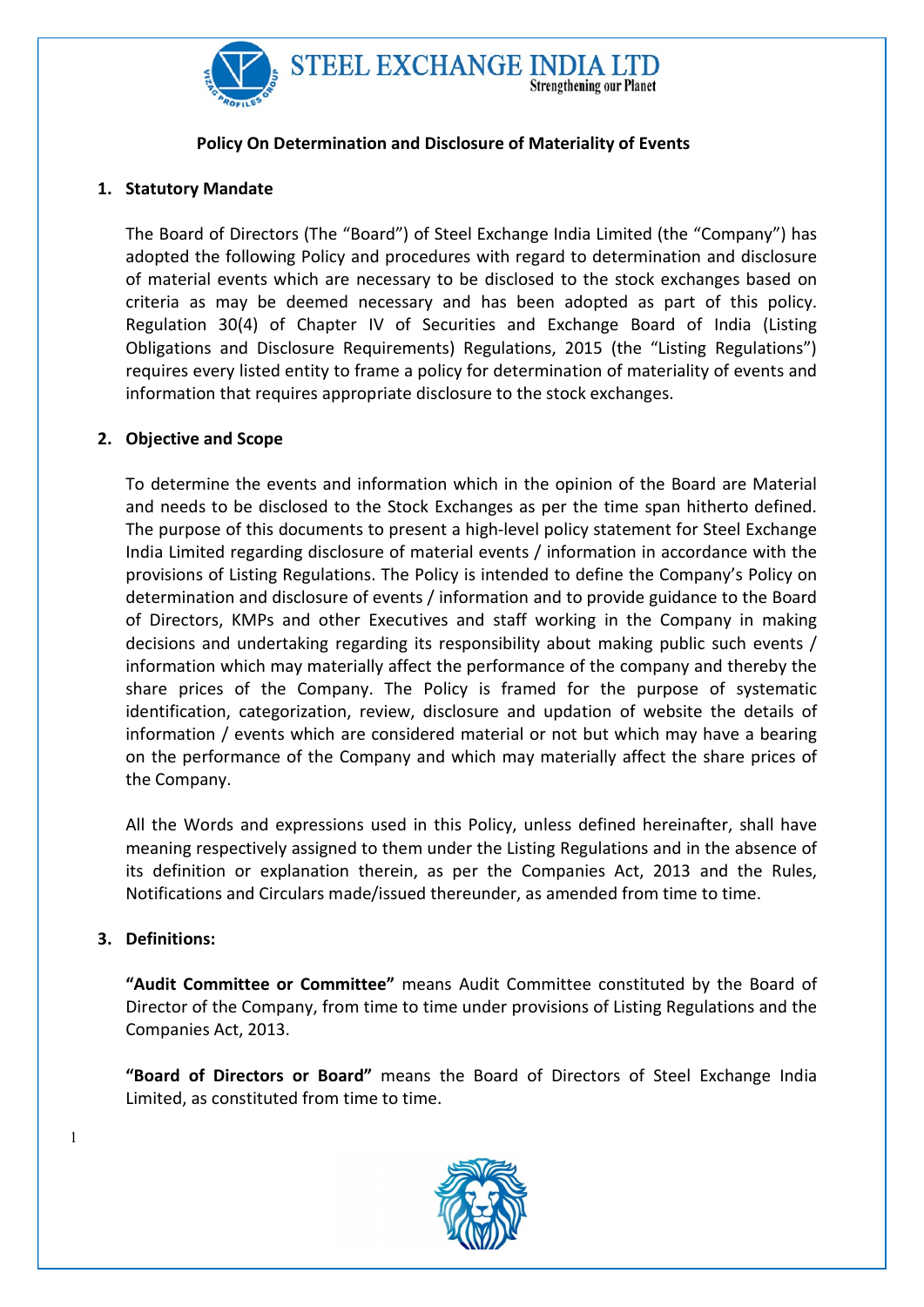# Policy On Determination and Disclosure of Materiality of Events

## 1. Statutory Mandate

The Board of Directors (The "Board") of Steel Exchange India Limited (the "Company") has adopted the following Policy and procedures with regard to determination and disclosure of material events which are necessary to be disclosed to the stock exchanges based on criteria as may be deemed necessary and has been adopted as part of this policy. Regulation 30(4) of Chapter IV of Securities and Exchange Board of India (Listing Obligations and Disclosure Requirements) Regulations, 2015 (the "Listing Regulations") requires every listed entity to frame a policy for determination of materiality of events and information that requires appropriate disclosure to the stock exchanges.

## 2. Objective and Scope

To determine the events and information which in the opinion of the Board are Material and needs to be disclosed to the Stock Exchanges as per the time span hitherto defined. The purpose of this documents to present a high-level policy statement for Steel Exchange India Limited regarding disclosure of material events / information in accordance with the provisions of Listing Regulations. The Policy is intended to define the Company's Policy on determination and disclosure of events / information and to provide guidance to the Board of Directors, KMPs and other Executives and staff working in the Company in making decisions and undertaking regarding its responsibility about making public such events / information which may materially affect the performance of the company and thereby the share prices of the Company. The Policy is framed for the purpose of systematic identification, categorization, review, disclosure and updation of website the details of information / events which are considered material or not but which may have a bearing on the performance of the Company and which may materially affect the share prices of the Company.

All the Words and expressions used in this Policy, unless defined hereinafter, shall have meaning respectively assigned to them under the Listing Regulations and in the absence of its definition or explanation therein, as per the Companies Act, 2013 and the Rules, Notifications and Circulars made/issued thereunder, as amended from time to time.

## 3. Definitions:

**"Audit Committee or Committee"** means Audit Committee constituted by the Board of Director of the Company, from time to time under provisions of Listing Regulations and the Companies Act, 2013.

**"Board of Directors or Board"** means the Board of Directors of Steel Exchange India Limited, as constituted from time to time.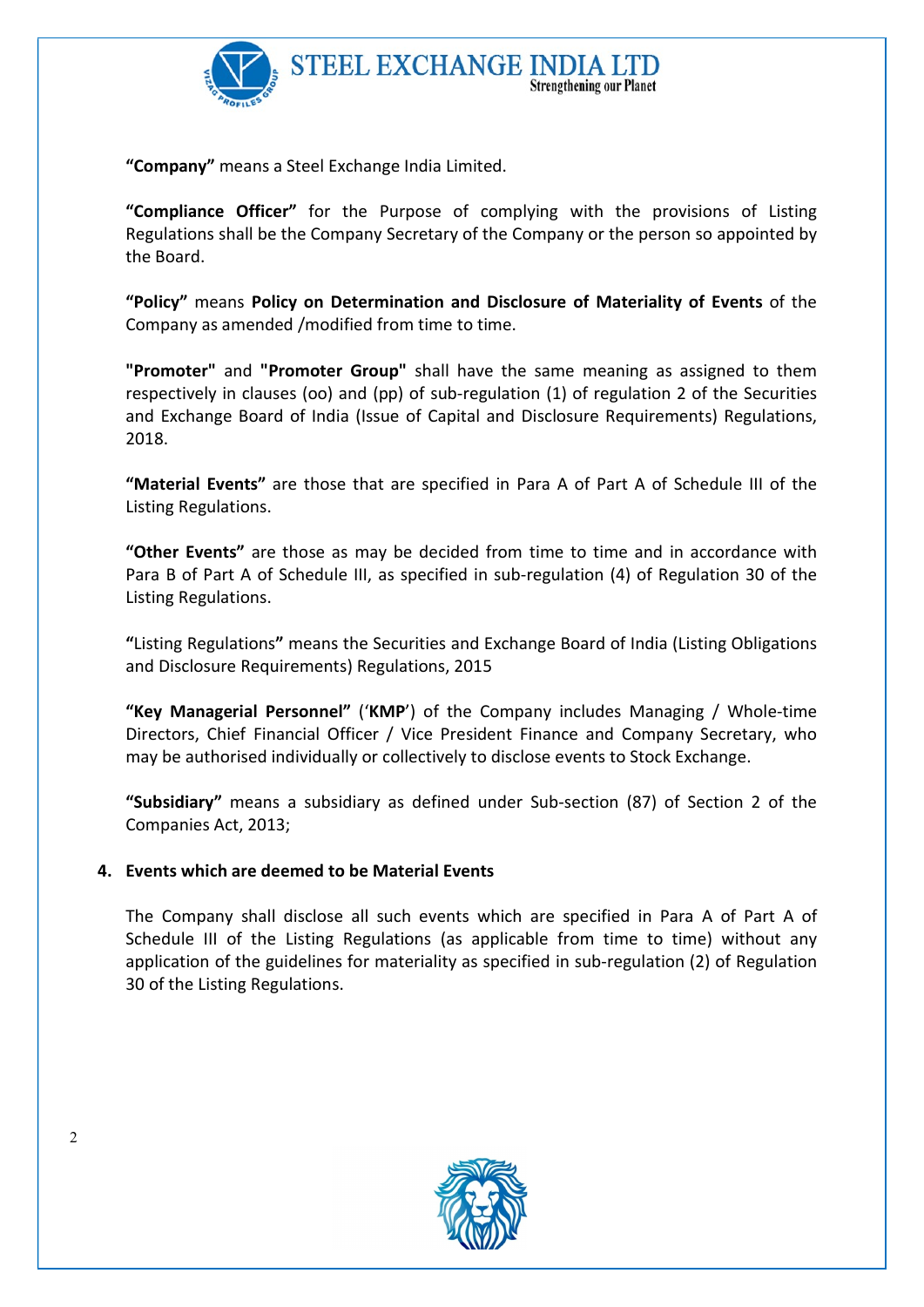**"Company"** means a Steel Exchange India Limited.

**"Compliance Officer"** for the Purpose of complying with the provisions of Listing Regulations shall be the Company Secretary of the Company or the person so appointed by the Board.

**"Policy"** means **Policy on Determination and Disclosure of Materiality of Events** of the Company as amended /modified from time to time.

**"Promoter"** and **"Promoter Group"** shall have the same meaning as assigned to them respectively in clauses (oo) and (pp) of sub-regulation (1) of regulation 2 of the Securities and Exchange Board of India (Issue of Capital and Disclosure Requirements) Regulations, 2018.

**"Material Events"** are those that are specified in Para A of Part A of Schedule III of the Listing Regulations.

**"Other Events"** are those as may be decided from time to time and in accordance with Para B of Part A of Schedule III, as specified in sub-regulation (4) of Regulation 30 of the Listing Regulations.

**"**Listing Regulations**"** means the Securities and Exchange Board of India (Listing Obligations and Disclosure Requirements) Regulations, 2015

**"Key Managerial Personnel"** ('**KMP**') of the Company includes Managing / Whole-time Directors, Chief Financial Officer / Vice President Finance and Company Secretary, who may be authorised individually or collectively to disclose events to Stock Exchange.

**"Subsidiary"** means a subsidiary as defined under Sub-section (87) of Section 2 of the Companies Act, 2013;

## 4. Events which are deemed to be Material Events

The Company shall disclose all such events which are specified in Para A of Part A of Schedule III of the Listing Regulations (as applicable from time to time) without any application of the guidelines for materiality as specified in sub-regulation (2) of Regulation 30 of the Listing Regulations.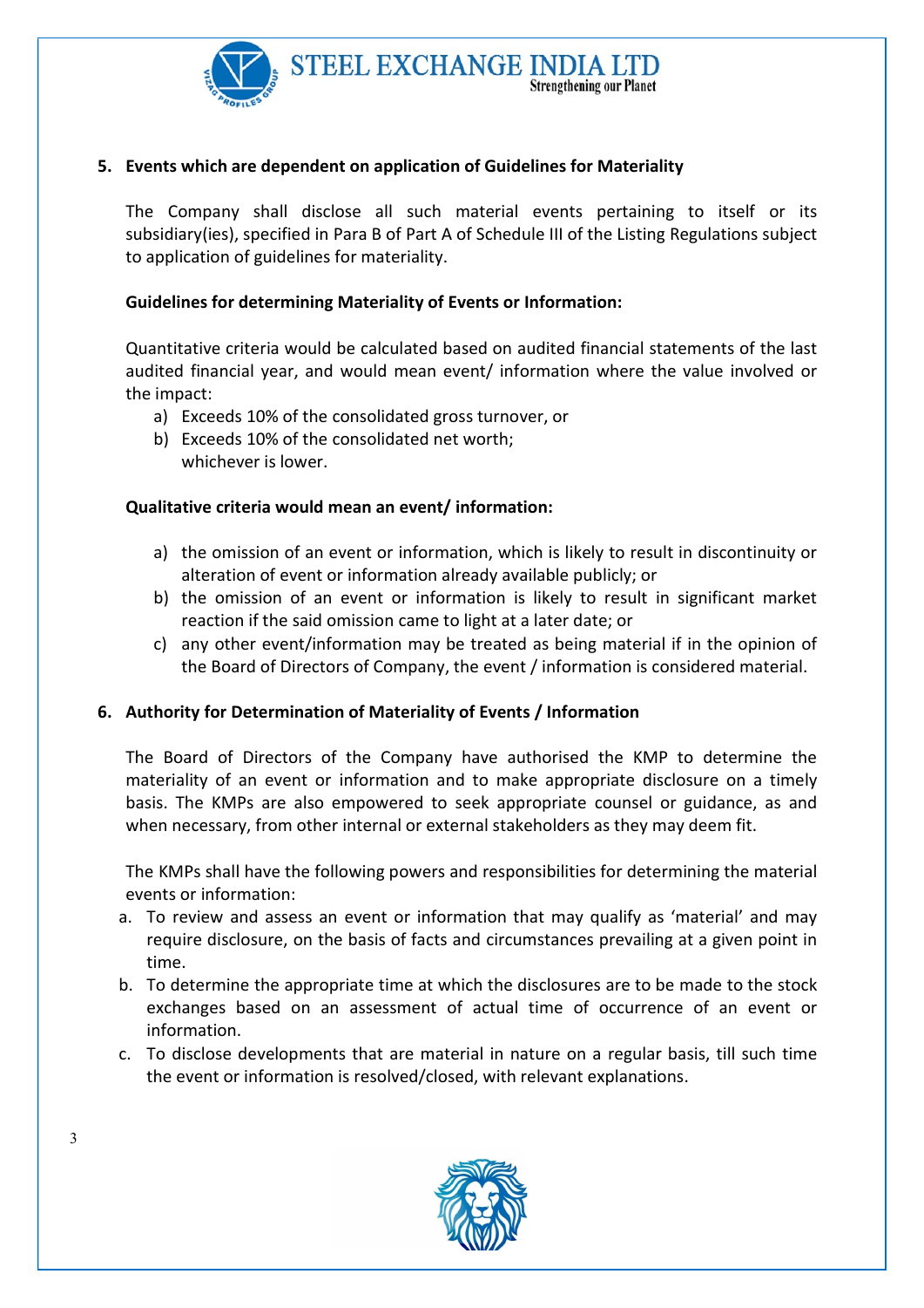## 5. Events which are dependent on application of Guidelines for Materiality

The Company shall disclose all such material events pertaining to itself or its subsidiary(ies), specified in Para B of Part A of Schedule III of the Listing Regulations subject to application of guidelines for materiality.

**Guidelines for determining Materiality of Events or Information:**

Quantitative criteria would be calculated based on audited financial statements of the last audited financial year, and would mean event/ information where the value involved or the impact:

a) Exceeds 10% of the consolidated gross turnover, or
b) Exceeds 10% of the consolidated net worth;
   whichever is lower.

**Qualitative criteria would mean an event/ information:**

a) the omission of an event or information, which is likely to result in discontinuity or alteration of event or information already available publicly; or
b) the omission of an event or information is likely to result in significant market reaction if the said omission came to light at a later date; or
c) any other event/information may be treated as being material if in the opinion of the Board of Directors of Company, the event / information is considered material.

## 6. Authority for Determination of Materiality of Events / Information

The Board of Directors of the Company have authorised the KMP to determine the materiality of an event or information and to make appropriate disclosure on a timely basis. The KMPs are also empowered to seek appropriate counsel or guidance, as and when necessary, from other internal or external stakeholders as they may deem fit.

The KMPs shall have the following powers and responsibilities for determining the material events or information:

a. To review and assess an event or information that may qualify as 'material' and may require disclosure, on the basis of facts and circumstances prevailing at a given point in time.
b. To determine the appropriate time at which the disclosures are to be made to the stock exchanges based on an assessment of actual time of occurrence of an event or information.
c. To disclose developments that are material in nature on a regular basis, till such time the event or information is resolved/closed, with relevant explanations.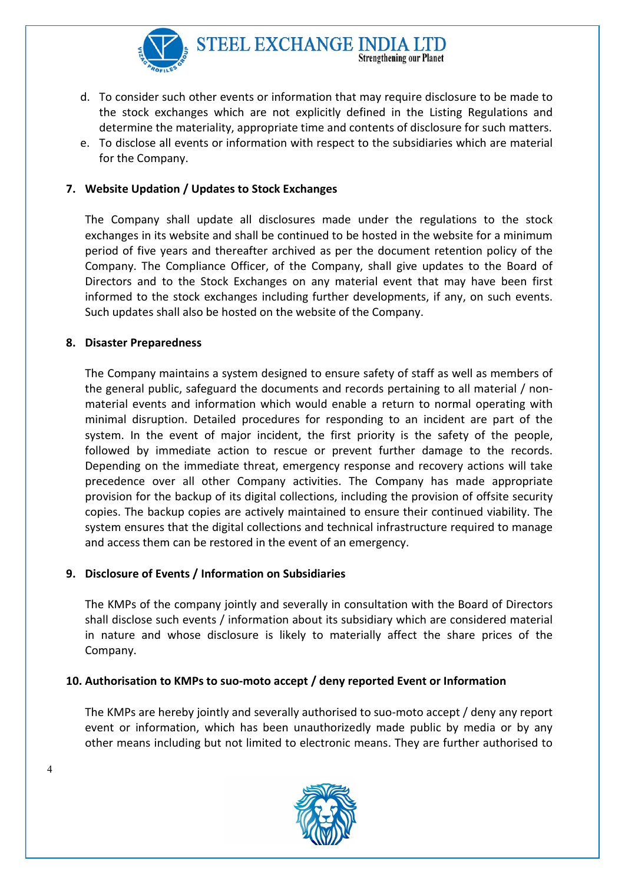d. To consider such other events or information that may require disclosure to be made to the stock exchanges which are not explicitly defined in the Listing Regulations and determine the materiality, appropriate time and contents of disclosure for such matters.
e. To disclose all events or information with respect to the subsidiaries which are material for the Company.

**7. Website Updation / Updates to Stock Exchanges**

The Company shall update all disclosures made under the regulations to the stock exchanges in its website and shall be continued to be hosted in the website for a minimum period of five years and thereafter archived as per the document retention policy of the Company. The Compliance Officer, of the Company, shall give updates to the Board of Directors and to the Stock Exchanges on any material event that may have been first informed to the stock exchanges including further developments, if any, on such events. Such updates shall also be hosted on the website of the Company.

**8. Disaster Preparedness**

The Company maintains a system designed to ensure safety of staff as well as members of the general public, safeguard the documents and records pertaining to all material / non-material events and information which would enable a return to normal operating with minimal disruption. Detailed procedures for responding to an incident are part of the system. In the event of major incident, the first priority is the safety of the people, followed by immediate action to rescue or prevent further damage to the records. Depending on the immediate threat, emergency response and recovery actions will take precedence over all other Company activities. The Company has made appropriate provision for the backup of its digital collections, including the provision of offsite security copies. The backup copies are actively maintained to ensure their continued viability. The system ensures that the digital collections and technical infrastructure required to manage and access them can be restored in the event of an emergency.

**9. Disclosure of Events / Information on Subsidiaries**

The KMPs of the company jointly and severally in consultation with the Board of Directors shall disclose such events / information about its subsidiary which are considered material in nature and whose disclosure is likely to materially affect the share prices of the Company.

**10. Authorisation to KMPs to suo-moto accept / deny reported Event or Information**

The KMPs are hereby jointly and severally authorised to suo-moto accept / deny any report event or information, which has been unauthorizedly made public by media or by any other means including but not limited to electronic means. They are further authorised to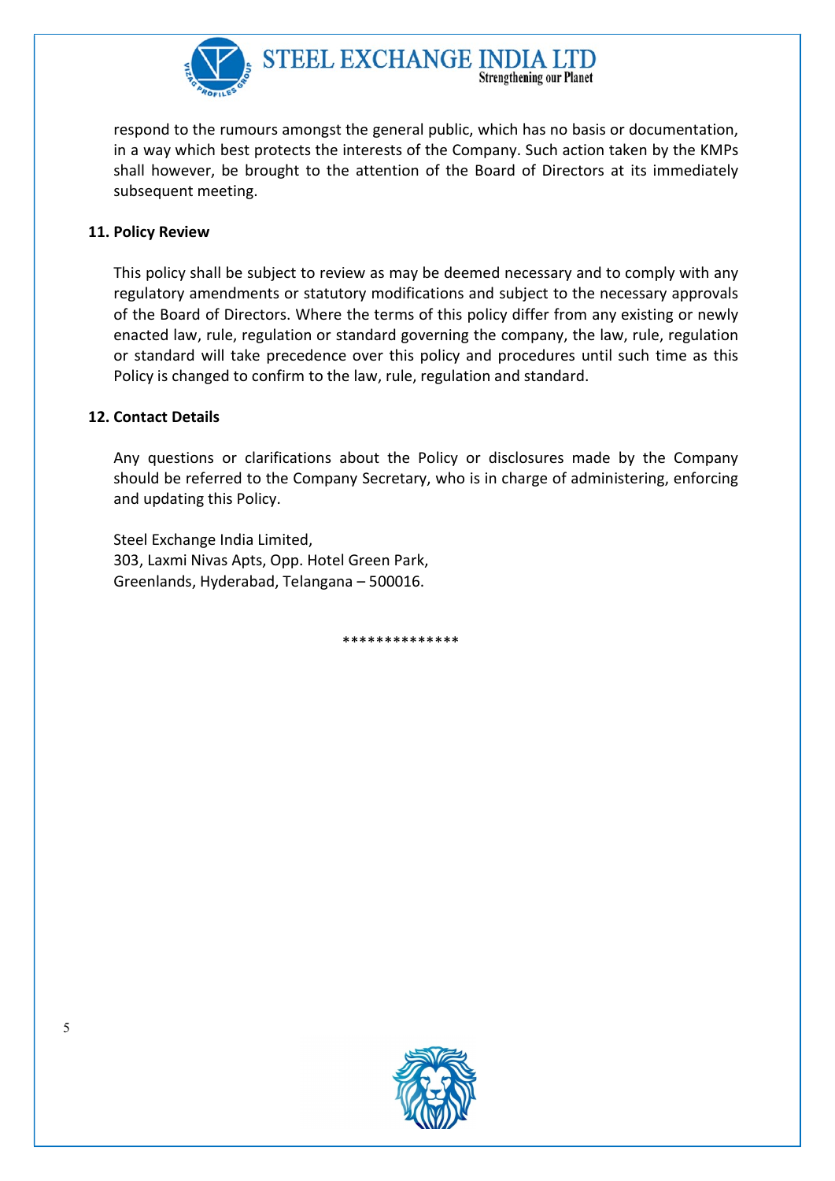respond to the rumours amongst the general public, which has no basis or documentation, in a way which best protects the interests of the Company. Such action taken by the KMPs shall however, be brought to the attention of the Board of Directors at its immediately subsequent meeting.

**11. Policy Review**

This policy shall be subject to review as may be deemed necessary and to comply with any regulatory amendments or statutory modifications and subject to the necessary approvals of the Board of Directors. Where the terms of this policy differ from any existing or newly enacted law, rule, regulation or standard governing the company, the law, rule, regulation or standard will take precedence over this policy and procedures until such time as this Policy is changed to confirm to the law, rule, regulation and standard.

**12. Contact Details**

Any questions or clarifications about the Policy or disclosures made by the Company should be referred to the Company Secretary, who is in charge of administering, enforcing and updating this Policy.

Steel Exchange India Limited,
303, Laxmi Nivas Apts, Opp. Hotel Green Park,
Greenlands, Hyderabad, Telangana – 500016.

**************